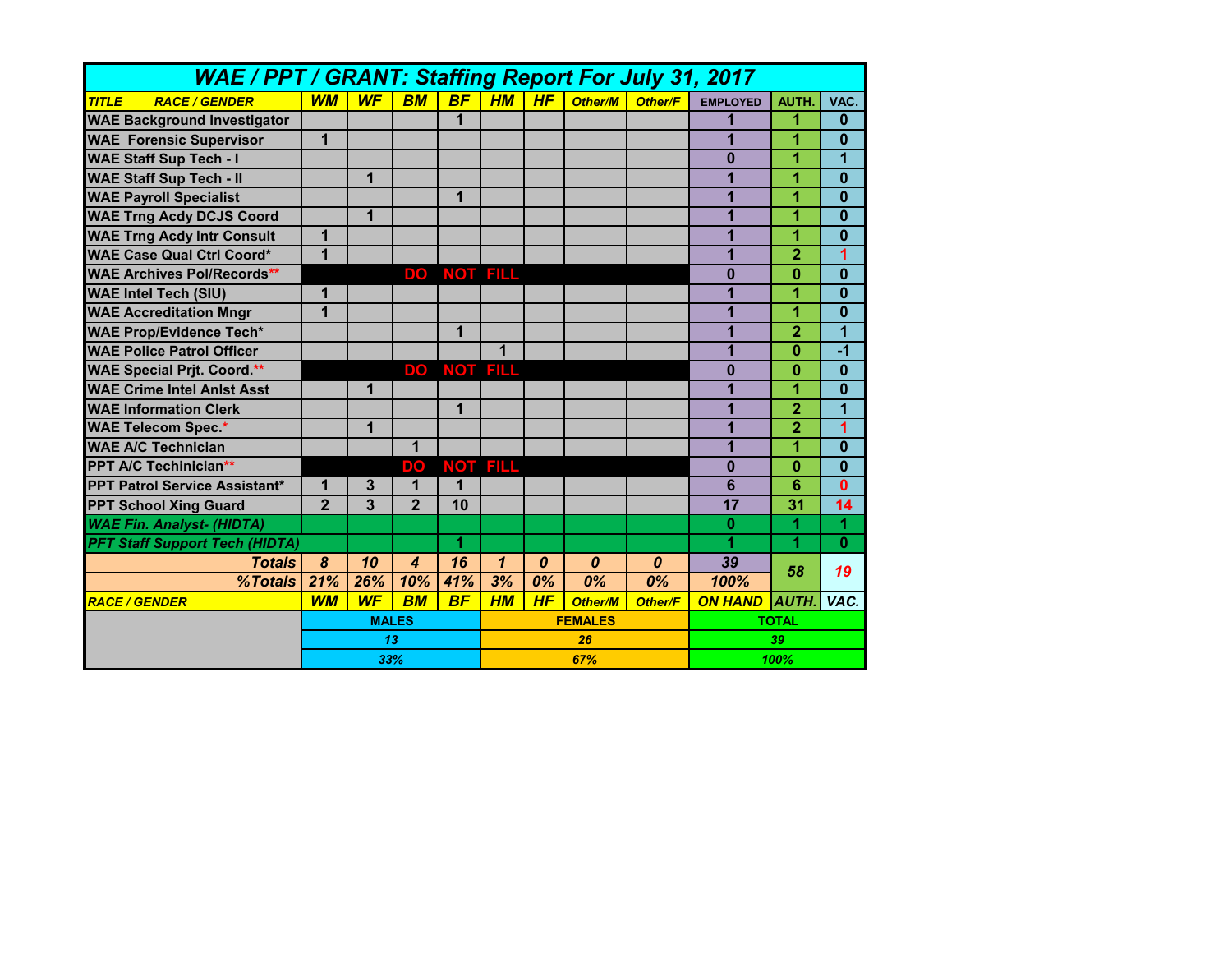# WAE / PPT / GRANT: Staffing Report For July 31, 2017

| TITLE RACE / GENDER | WM | WF | BM | BF | HM | HF | Other/M | Other/F | EMPLOYED | AUTH. | VAC. |
|---|---|---|---|---|---|---|---|---|---|---|---|
| WAE Background Investigator | | | | 1 | | | | | 1 | 1 | 0 |
| WAE Forensic Supervisor | 1 | | | | | | | | 1 | 1 | 0 |
| WAE Staff Sup Tech - I | | | | | | | | | 0 | 1 | 1 |
| WAE Staff Sup Tech - II | | 1 | | | | | | | 1 | 1 | 0 |
| WAE Payroll Specialist | | | | 1 | | | | | 1 | 1 | 0 |
| WAE Trng Acdy DCJS Coord | | 1 | | | | | | | 1 | 1 | 0 |
| WAE Trng Acdy Intr Consult | 1 | | | | | | | | 1 | 1 | 0 |
| WAE Case Qual Ctrl Coord* | 1 | | | | | | | | 1 | 2 | 1 |
| WAE Archives Pol/Records** | | | DO | NOT | FILL | | | | 0 | 0 | 0 |
| WAE Intel Tech (SIU) | 1 | | | | | | | | 1 | 1 | 0 |
| WAE Accreditation Mngr | 1 | | | | | | | | 1 | 1 | 0 |
| WAE Prop/Evidence Tech* | | | | 1 | | | | | 1 | 2 | 1 |
| WAE Police Patrol Officer | | | | | 1 | | | | 1 | 0 | -1 |
| WAE Special Prjt. Coord.** | | | DO | NOT | FILL | | | | 0 | 0 | 0 |
| WAE Crime Intel Anlst Asst | | 1 | | | | | | | 1 | 1 | 0 |
| WAE Information Clerk | | | | 1 | | | | | 1 | 2 | 1 |
| WAE Telecom Spec.* | | 1 | | | | | | | 1 | 2 | 1 |
| WAE A/C Technician | | | 1 | | | | | | 1 | 1 | 0 |
| PPT A/C Techinician** | | | DO | NOT | FILL | | | | 0 | 0 | 0 |
| PPT Patrol Service Assistant* | 1 | 3 | 1 | 1 | | | | | 6 | 6 | 0 |
| PPT School Xing Guard | 2 | 3 | 2 | 10 | | | | | 17 | 31 | 14 |
| *WAE Fin. Analyst- (HIDTA)* | | | | | | | | | 0 | 1 | 1 |
| *PFT Staff Support Tech (HIDTA)* | | | | 1 | | | | | 1 | 1 | 0 |
| ***Totals*** | ***8*** | ***10*** | ***4*** | ***16*** | ***1*** | ***0*** | ***0*** | ***0*** | ***39*** | ***58*** | ***19*** |
| ***%Totals*** | ***21%*** | ***26%*** | ***10%*** | ***41%*** | ***3%*** | ***0%*** | ***0%*** | ***0%*** | ***100%*** | | |
| RACE / GENDER | WM | WF | BM | BF | HM | HF | Other/M | Other/F | ON HAND | AUTH. | VAC. |

| | MALES | FEMALES | TOTAL |
|---|---|---|---|
| | 13 | 26 | 39 |
| | 33% | 67% | 100% |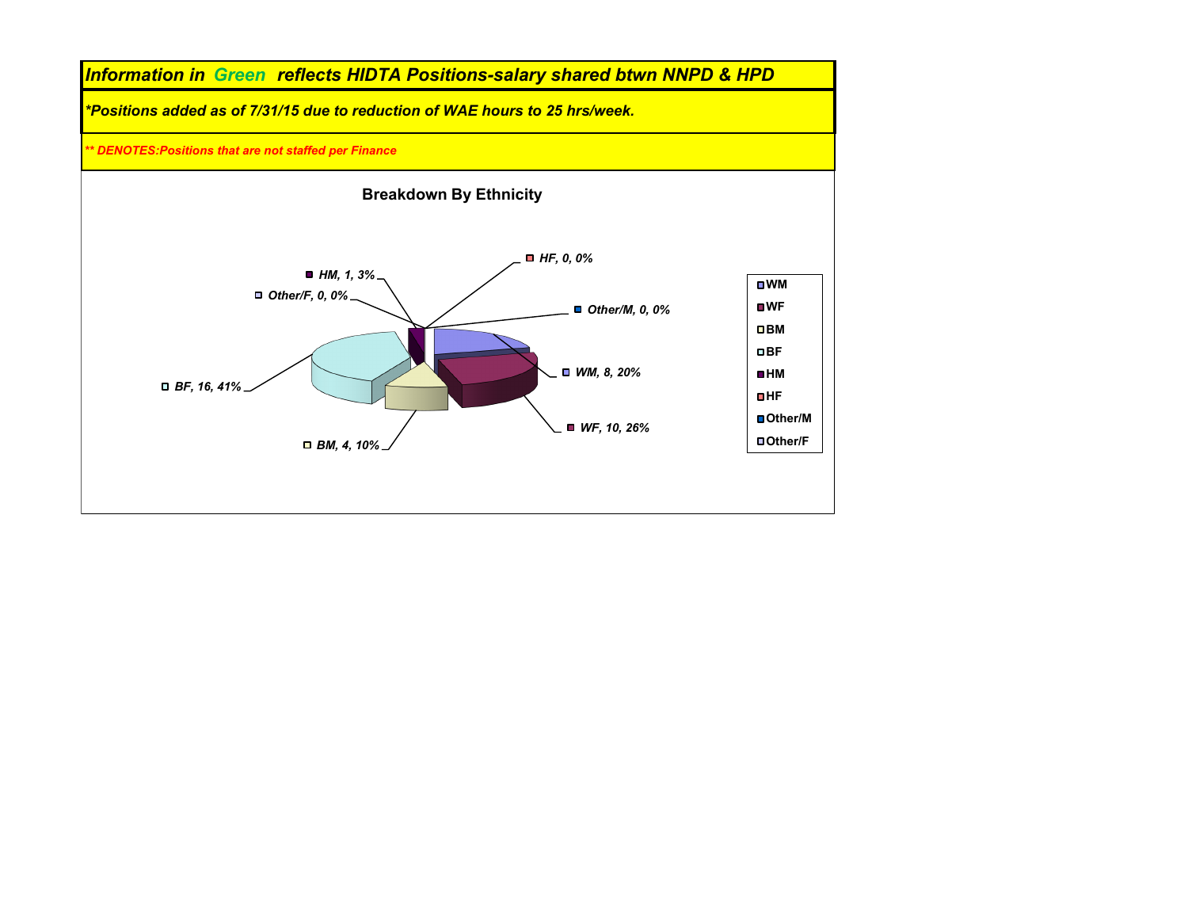*Information in Green reflects HIDTA Positions-salary shared btwn NNPD & HPD*

***Positions added as of 7/31/15 due to reduction of WAE hours to 25 hrs/week.***

*** DENOTES:Positions that are not staffed per Finance*

**Breakdown By Ethnicity**

HF, 0, 0%
HM, 1, 3%
Other/F, 0, 0%
Other/M, 0, 0%
WM, 8, 20%
BF, 16, 41%
WF, 10, 26%
BM, 4, 10%

WM
WF
BM
BF
HM
HF
Other/M
Other/F